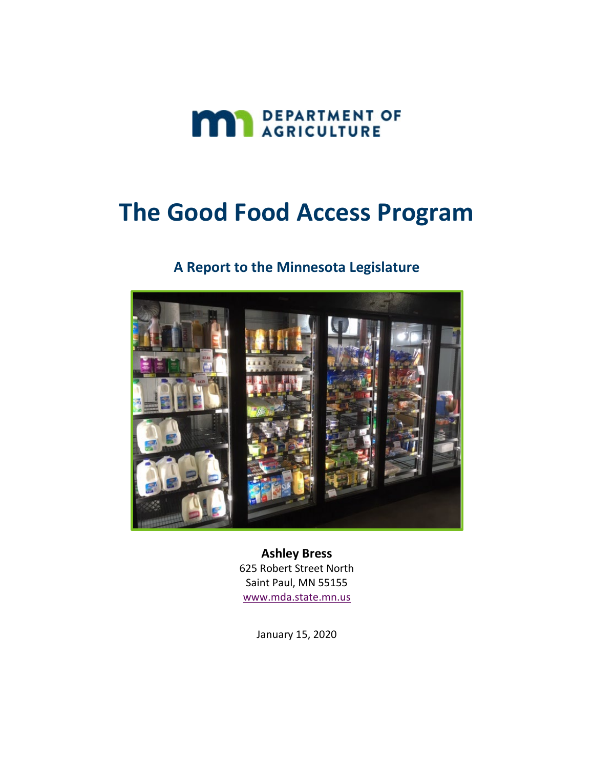DEPARTMENT OF AGRICULTURE

# The Good Food Access Program

## A Report to the Minnesota Legislature

**Ashley Bress**
625 Robert Street North
Saint Paul, MN 55155
www.mda.state.mn.us

January 15, 2020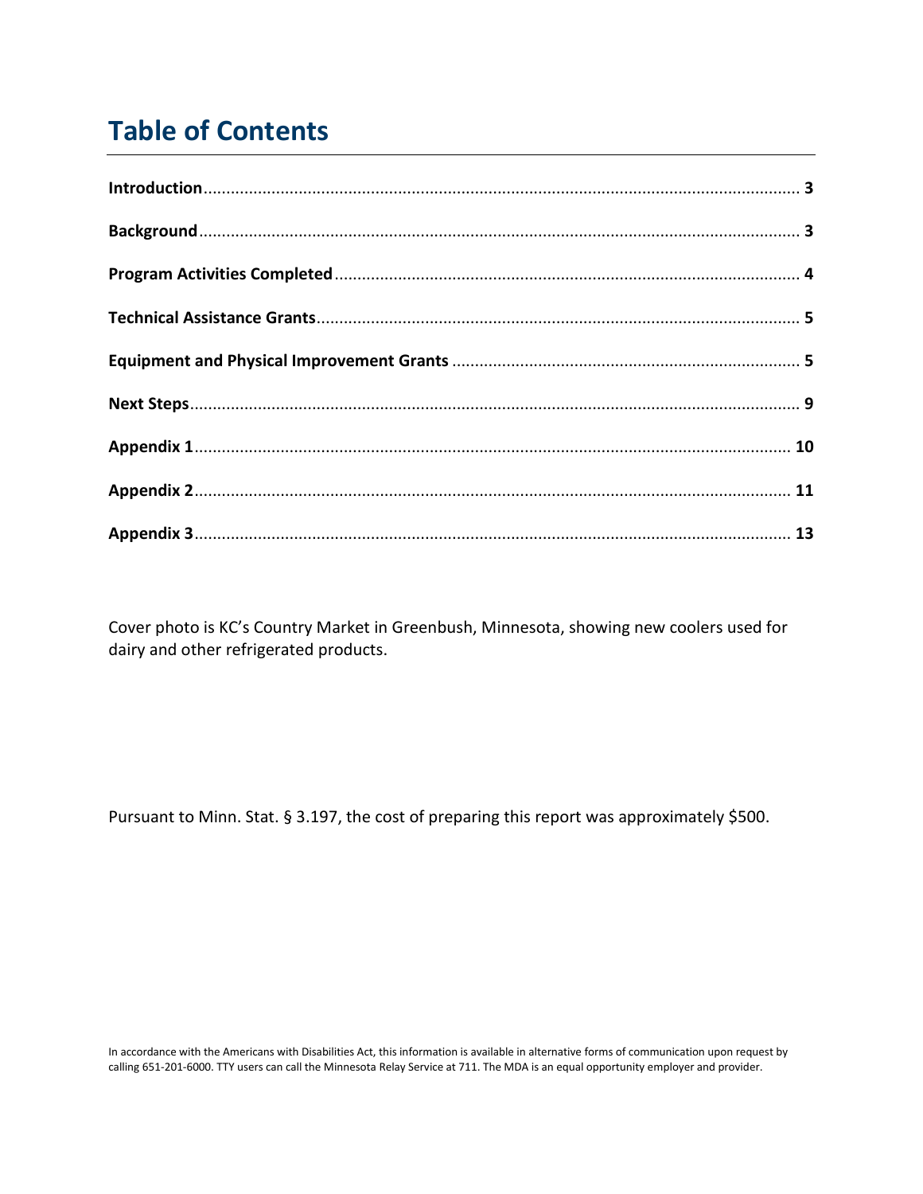# Table of Contents

| | |
|---|---|
| **Introduction** | **3** |
| **Background** | **3** |
| **Program Activities Completed** | **4** |
| **Technical Assistance Grants** | **5** |
| **Equipment and Physical Improvement Grants** | **5** |
| **Next Steps** | **9** |
| **Appendix 1** | **10** |
| **Appendix 2** | **11** |
| **Appendix 3** | **13** |

Cover photo is KC's Country Market in Greenbush, Minnesota, showing new coolers used for dairy and other refrigerated products.

Pursuant to Minn. Stat. § 3.197, the cost of preparing this report was approximately $500.

In accordance with the Americans with Disabilities Act, this information is available in alternative forms of communication upon request by calling 651-201-6000. TTY users can call the Minnesota Relay Service at 711. The MDA is an equal opportunity employer and provider.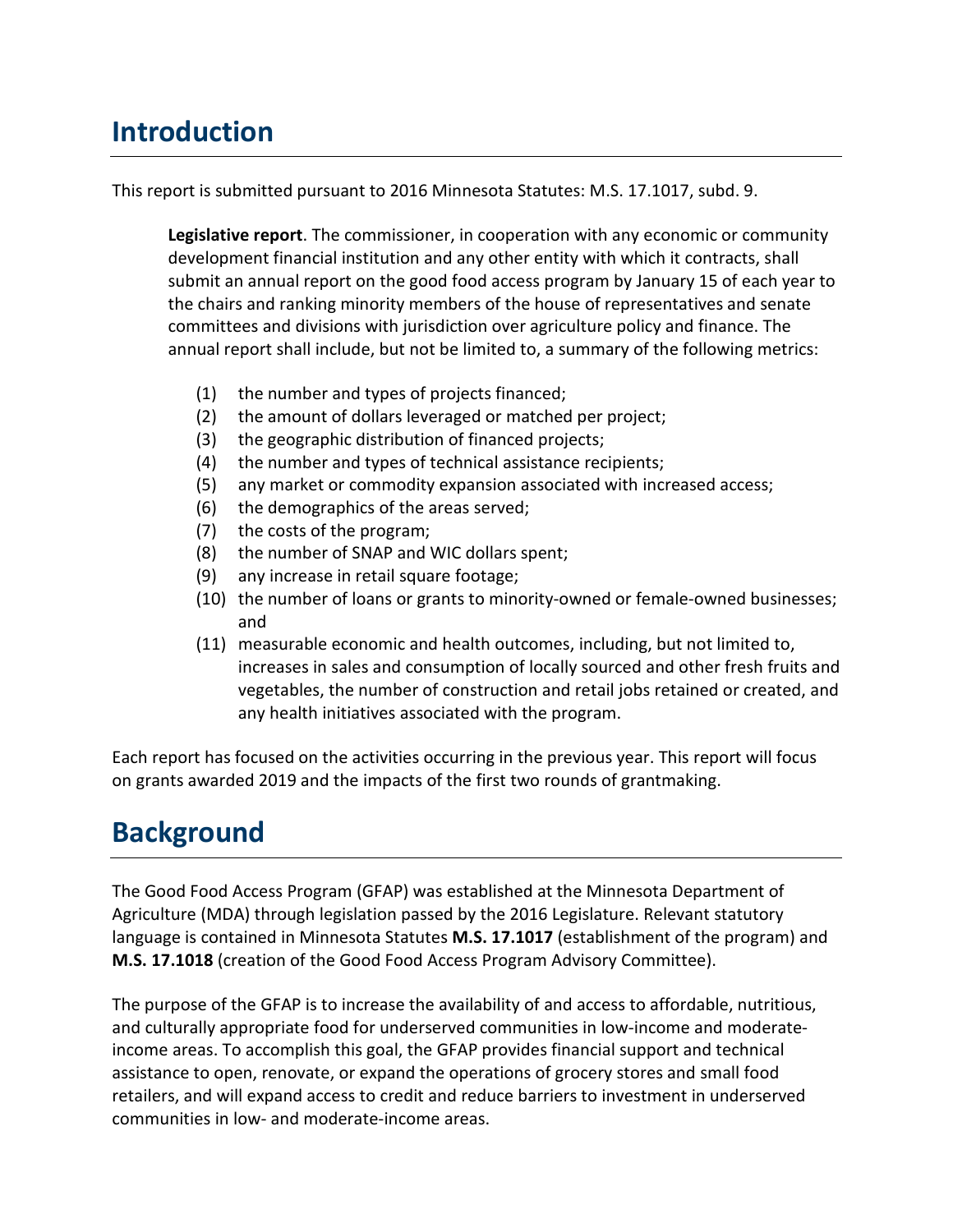# Introduction

This report is submitted pursuant to 2016 Minnesota Statutes: M.S. 17.1017, subd. 9.

> **Legislative report**. The commissioner, in cooperation with any economic or community development financial institution and any other entity with which it contracts, shall submit an annual report on the good food access program by January 15 of each year to the chairs and ranking minority members of the house of representatives and senate committees and divisions with jurisdiction over agriculture policy and finance. The annual report shall include, but not be limited to, a summary of the following metrics:
>
> (1) the number and types of projects financed;
> (2) the amount of dollars leveraged or matched per project;
> (3) the geographic distribution of financed projects;
> (4) the number and types of technical assistance recipients;
> (5) any market or commodity expansion associated with increased access;
> (6) the demographics of the areas served;
> (7) the costs of the program;
> (8) the number of SNAP and WIC dollars spent;
> (9) any increase in retail square footage;
> (10) the number of loans or grants to minority-owned or female-owned businesses; and
> (11) measurable economic and health outcomes, including, but not limited to, increases in sales and consumption of locally sourced and other fresh fruits and vegetables, the number of construction and retail jobs retained or created, and any health initiatives associated with the program.

Each report has focused on the activities occurring in the previous year. This report will focus on grants awarded 2019 and the impacts of the first two rounds of grantmaking.

# Background

The Good Food Access Program (GFAP) was established at the Minnesota Department of Agriculture (MDA) through legislation passed by the 2016 Legislature. Relevant statutory language is contained in Minnesota Statutes **M.S. 17.1017** (establishment of the program) and **M.S. 17.1018** (creation of the Good Food Access Program Advisory Committee).

The purpose of the GFAP is to increase the availability of and access to affordable, nutritious, and culturally appropriate food for underserved communities in low-income and moderate-income areas. To accomplish this goal, the GFAP provides financial support and technical assistance to open, renovate, or expand the operations of grocery stores and small food retailers, and will expand access to credit and reduce barriers to investment in underserved communities in low- and moderate-income areas.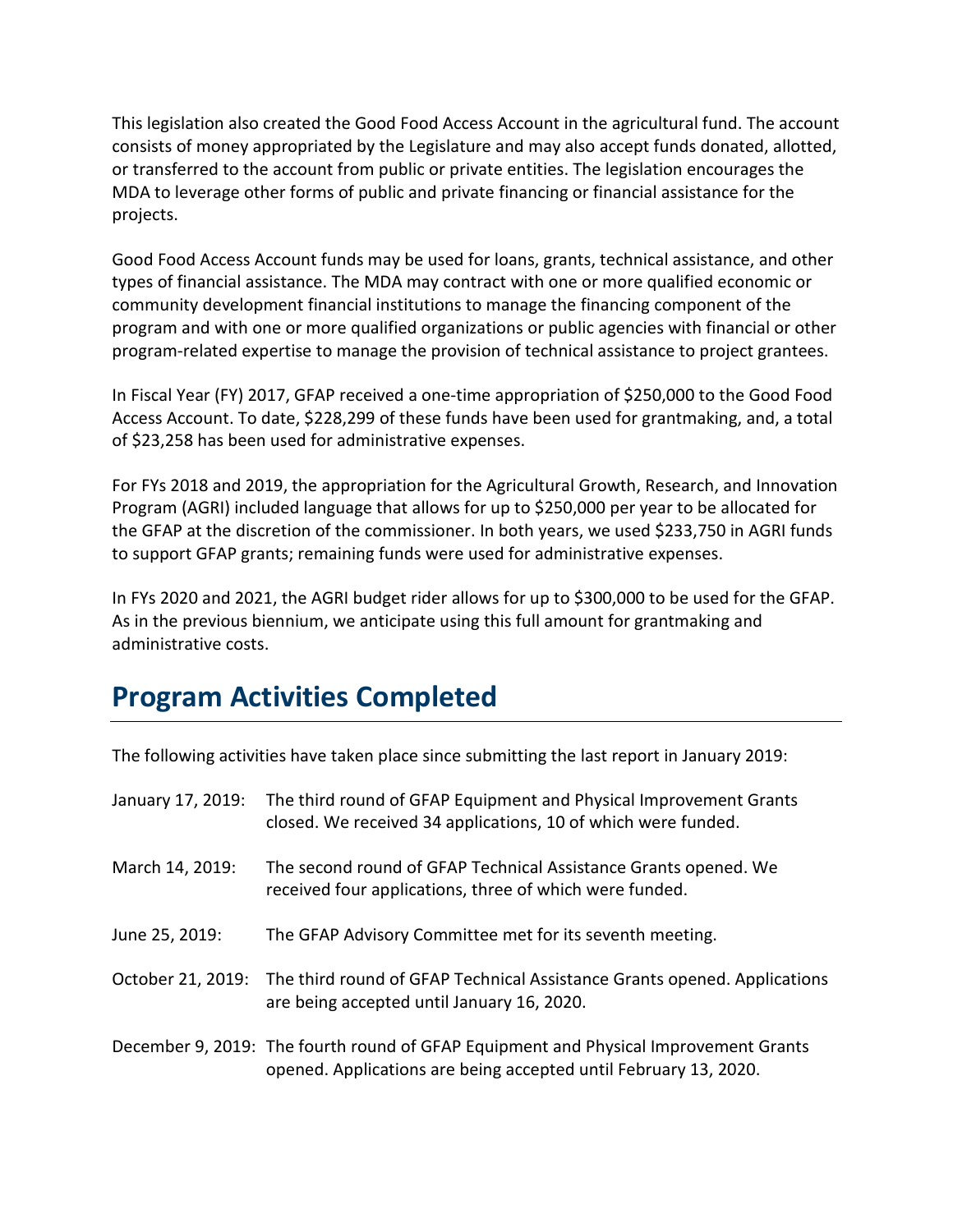This legislation also created the Good Food Access Account in the agricultural fund. The account consists of money appropriated by the Legislature and may also accept funds donated, allotted, or transferred to the account from public or private entities. The legislation encourages the MDA to leverage other forms of public and private financing or financial assistance for the projects.

Good Food Access Account funds may be used for loans, grants, technical assistance, and other types of financial assistance. The MDA may contract with one or more qualified economic or community development financial institutions to manage the financing component of the program and with one or more qualified organizations or public agencies with financial or other program-related expertise to manage the provision of technical assistance to project grantees.

In Fiscal Year (FY) 2017, GFAP received a one-time appropriation of $250,000 to the Good Food Access Account. To date, $228,299 of these funds have been used for grantmaking, and, a total of $23,258 has been used for administrative expenses.

For FYs 2018 and 2019, the appropriation for the Agricultural Growth, Research, and Innovation Program (AGRI) included language that allows for up to $250,000 per year to be allocated for the GFAP at the discretion of the commissioner. In both years, we used $233,750 in AGRI funds to support GFAP grants; remaining funds were used for administrative expenses.

In FYs 2020 and 2021, the AGRI budget rider allows for up to $300,000 to be used for the GFAP. As in the previous biennium, we anticipate using this full amount for grantmaking and administrative costs.

## Program Activities Completed

The following activities have taken place since submitting the last report in January 2019:

January 17, 2019: The third round of GFAP Equipment and Physical Improvement Grants closed. We received 34 applications, 10 of which were funded.

March 14, 2019: The second round of GFAP Technical Assistance Grants opened. We received four applications, three of which were funded.

June 25, 2019: The GFAP Advisory Committee met for its seventh meeting.

October 21, 2019: The third round of GFAP Technical Assistance Grants opened. Applications are being accepted until January 16, 2020.

December 9, 2019: The fourth round of GFAP Equipment and Physical Improvement Grants opened. Applications are being accepted until February 13, 2020.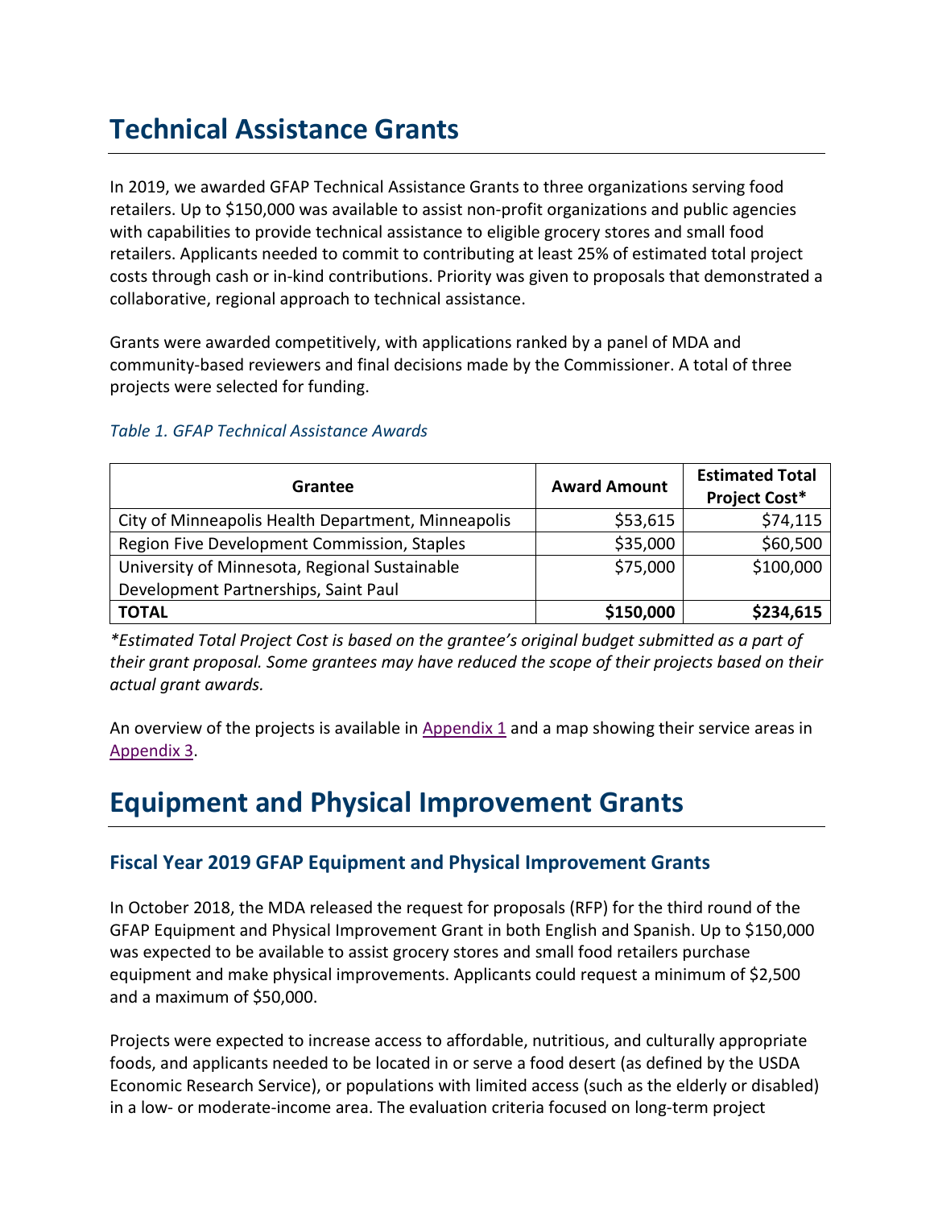# Technical Assistance Grants

In 2019, we awarded GFAP Technical Assistance Grants to three organizations serving food retailers. Up to $150,000 was available to assist non-profit organizations and public agencies with capabilities to provide technical assistance to eligible grocery stores and small food retailers. Applicants needed to commit to contributing at least 25% of estimated total project costs through cash or in-kind contributions. Priority was given to proposals that demonstrated a collaborative, regional approach to technical assistance.

Grants were awarded competitively, with applications ranked by a panel of MDA and community-based reviewers and final decisions made by the Commissioner. A total of three projects were selected for funding.

*Table 1. GFAP Technical Assistance Awards*

| Grantee | Award Amount | Estimated Total Project Cost* |
|---|---:|---:|
| City of Minneapolis Health Department, Minneapolis | $53,615 | $74,115 |
| Region Five Development Commission, Staples | $35,000 | $60,500 |
| University of Minnesota, Regional Sustainable Development Partnerships, Saint Paul | $75,000 | $100,000 |
| **TOTAL** | **$150,000** | **$234,615** |

*\*Estimated Total Project Cost is based on the grantee's original budget submitted as a part of their grant proposal. Some grantees may have reduced the scope of their projects based on their actual grant awards.*

An overview of the projects is available in Appendix 1 and a map showing their service areas in Appendix 3.

# Equipment and Physical Improvement Grants

## Fiscal Year 2019 GFAP Equipment and Physical Improvement Grants

In October 2018, the MDA released the request for proposals (RFP) for the third round of the GFAP Equipment and Physical Improvement Grant in both English and Spanish. Up to $150,000 was expected to be available to assist grocery stores and small food retailers purchase equipment and make physical improvements. Applicants could request a minimum of $2,500 and a maximum of $50,000.

Projects were expected to increase access to affordable, nutritious, and culturally appropriate foods, and applicants needed to be located in or serve a food desert (as defined by the USDA Economic Research Service), or populations with limited access (such as the elderly or disabled) in a low- or moderate-income area. The evaluation criteria focused on long-term project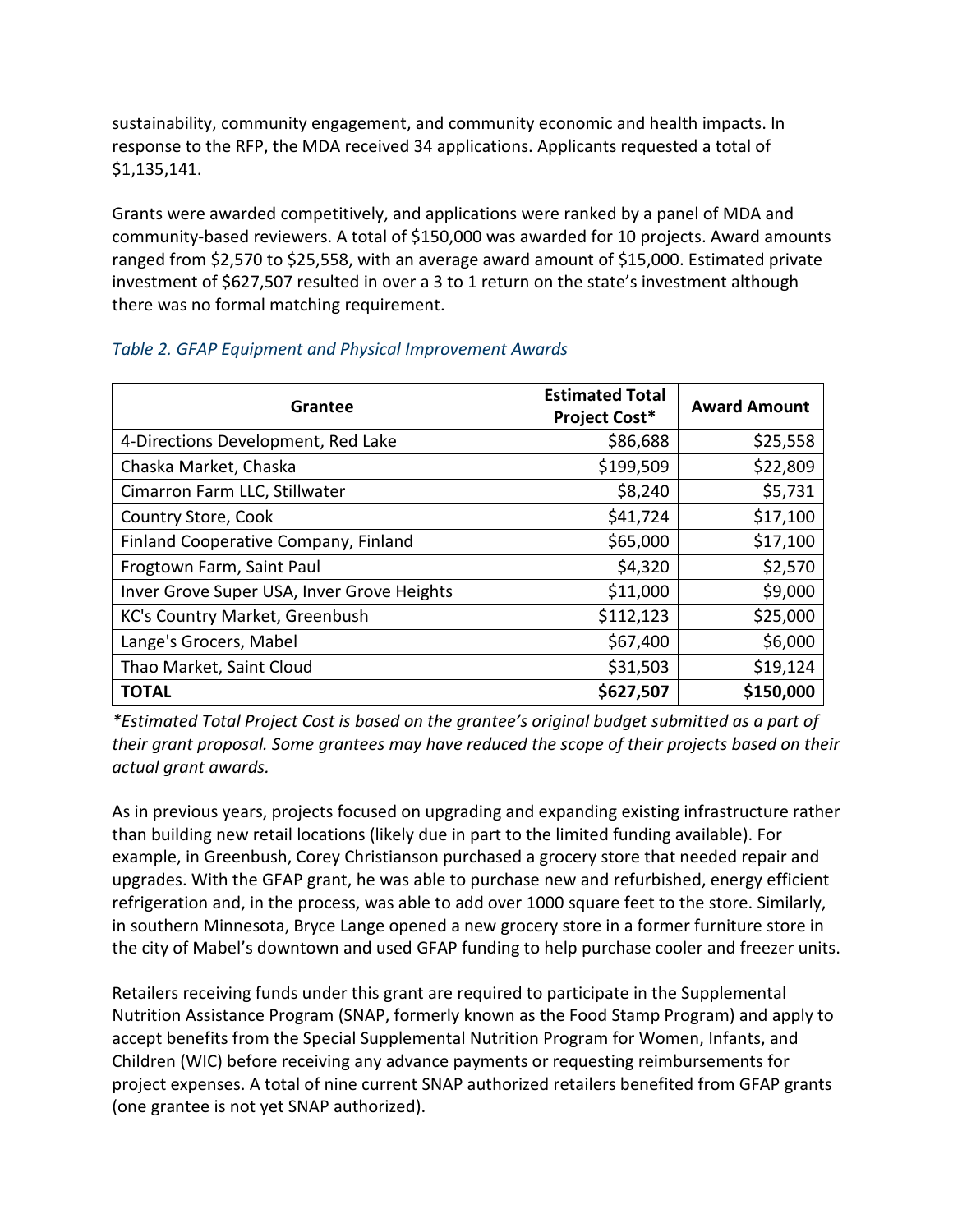sustainability, community engagement, and community economic and health impacts. In response to the RFP, the MDA received 34 applications. Applicants requested a total of $1,135,141.

Grants were awarded competitively, and applications were ranked by a panel of MDA and community-based reviewers. A total of $150,000 was awarded for 10 projects. Award amounts ranged from $2,570 to $25,558, with an average award amount of $15,000. Estimated private investment of $627,507 resulted in over a 3 to 1 return on the state's investment although there was no formal matching requirement.

*Table 2. GFAP Equipment and Physical Improvement Awards*

| Grantee | Estimated Total Project Cost* | Award Amount |
|---|---:|---:|
| 4-Directions Development, Red Lake | $86,688 | $25,558 |
| Chaska Market, Chaska | $199,509 | $22,809 |
| Cimarron Farm LLC, Stillwater | $8,240 | $5,731 |
| Country Store, Cook | $41,724 | $17,100 |
| Finland Cooperative Company, Finland | $65,000 | $17,100 |
| Frogtown Farm, Saint Paul | $4,320 | $2,570 |
| Inver Grove Super USA, Inver Grove Heights | $11,000 | $9,000 |
| KC's Country Market, Greenbush | $112,123 | $25,000 |
| Lange's Grocers, Mabel | $67,400 | $6,000 |
| Thao Market, Saint Cloud | $31,503 | $19,124 |
| **TOTAL** | **$627,507** | **$150,000** |

*\*Estimated Total Project Cost is based on the grantee's original budget submitted as a part of their grant proposal. Some grantees may have reduced the scope of their projects based on their actual grant awards.*

As in previous years, projects focused on upgrading and expanding existing infrastructure rather than building new retail locations (likely due in part to the limited funding available). For example, in Greenbush, Corey Christianson purchased a grocery store that needed repair and upgrades. With the GFAP grant, he was able to purchase new and refurbished, energy efficient refrigeration and, in the process, was able to add over 1000 square feet to the store. Similarly, in southern Minnesota, Bryce Lange opened a new grocery store in a former furniture store in the city of Mabel's downtown and used GFAP funding to help purchase cooler and freezer units.

Retailers receiving funds under this grant are required to participate in the Supplemental Nutrition Assistance Program (SNAP, formerly known as the Food Stamp Program) and apply to accept benefits from the Special Supplemental Nutrition Program for Women, Infants, and Children (WIC) before receiving any advance payments or requesting reimbursements for project expenses. A total of nine current SNAP authorized retailers benefited from GFAP grants (one grantee is not yet SNAP authorized).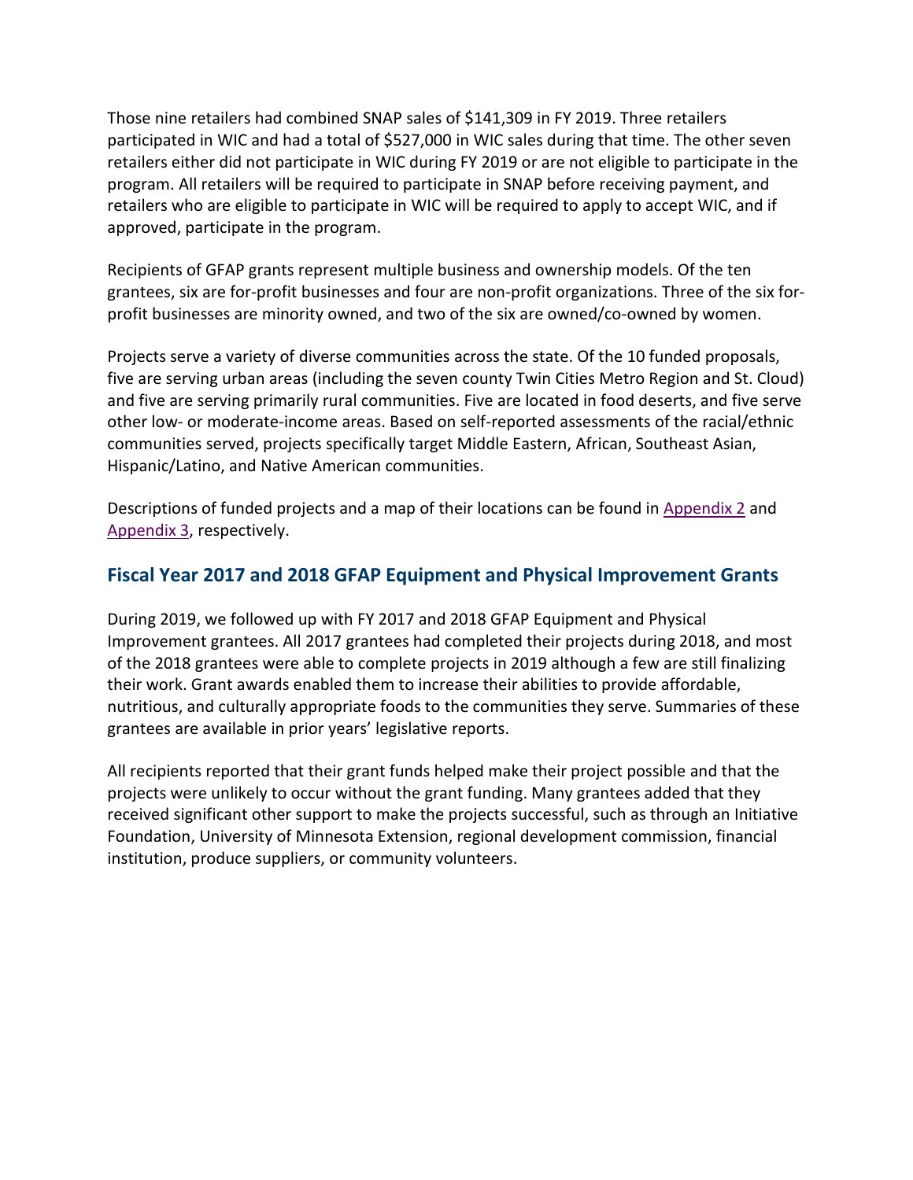Those nine retailers had combined SNAP sales of $141,309 in FY 2019. Three retailers participated in WIC and had a total of $527,000 in WIC sales during that time. The other seven retailers either did not participate in WIC during FY 2019 or are not eligible to participate in the program. All retailers will be required to participate in SNAP before receiving payment, and retailers who are eligible to participate in WIC will be required to apply to accept WIC, and if approved, participate in the program.

Recipients of GFAP grants represent multiple business and ownership models. Of the ten grantees, six are for-profit businesses and four are non-profit organizations. Three of the six for-profit businesses are minority owned, and two of the six are owned/co-owned by women.

Projects serve a variety of diverse communities across the state. Of the 10 funded proposals, five are serving urban areas (including the seven county Twin Cities Metro Region and St. Cloud) and five are serving primarily rural communities. Five are located in food deserts, and five serve other low- or moderate-income areas. Based on self-reported assessments of the racial/ethnic communities served, projects specifically target Middle Eastern, African, Southeast Asian, Hispanic/Latino, and Native American communities.

Descriptions of funded projects and a map of their locations can be found in Appendix 2 and Appendix 3, respectively.

## Fiscal Year 2017 and 2018 GFAP Equipment and Physical Improvement Grants

During 2019, we followed up with FY 2017 and 2018 GFAP Equipment and Physical Improvement grantees. All 2017 grantees had completed their projects during 2018, and most of the 2018 grantees were able to complete projects in 2019 although a few are still finalizing their work. Grant awards enabled them to increase their abilities to provide affordable, nutritious, and culturally appropriate foods to the communities they serve. Summaries of these grantees are available in prior years' legislative reports.

All recipients reported that their grant funds helped make their project possible and that the projects were unlikely to occur without the grant funding. Many grantees added that they received significant other support to make the projects successful, such as through an Initiative Foundation, University of Minnesota Extension, regional development commission, financial institution, produce suppliers, or community volunteers.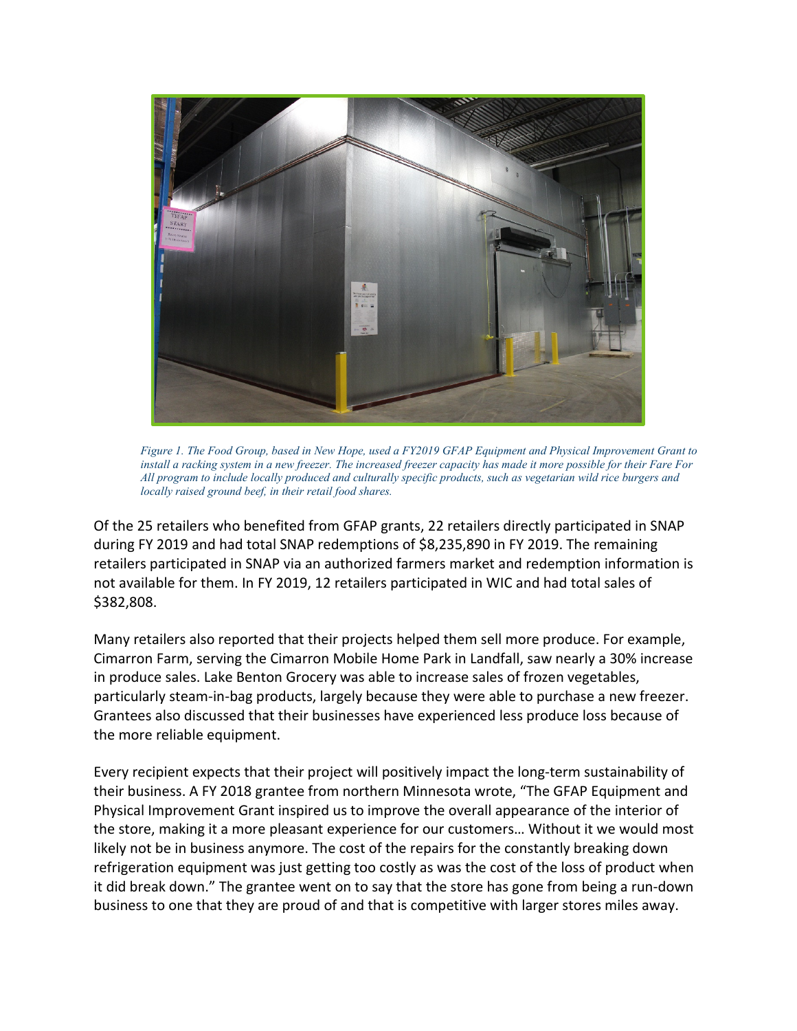*Figure 1. The Food Group, based in New Hope, used a FY2019 GFAP Equipment and Physical Improvement Grant to install a racking system in a new freezer. The increased freezer capacity has made it more possible for their Fare For All program to include locally produced and culturally specific products, such as vegetarian wild rice burgers and locally raised ground beef, in their retail food shares.*

Of the 25 retailers who benefited from GFAP grants, 22 retailers directly participated in SNAP during FY 2019 and had total SNAP redemptions of $8,235,890 in FY 2019. The remaining retailers participated in SNAP via an authorized farmers market and redemption information is not available for them. In FY 2019, 12 retailers participated in WIC and had total sales of $382,808.

Many retailers also reported that their projects helped them sell more produce. For example, Cimarron Farm, serving the Cimarron Mobile Home Park in Landfall, saw nearly a 30% increase in produce sales. Lake Benton Grocery was able to increase sales of frozen vegetables, particularly steam-in-bag products, largely because they were able to purchase a new freezer. Grantees also discussed that their businesses have experienced less produce loss because of the more reliable equipment.

Every recipient expects that their project will positively impact the long-term sustainability of their business. A FY 2018 grantee from northern Minnesota wrote, "The GFAP Equipment and Physical Improvement Grant inspired us to improve the overall appearance of the interior of the store, making it a more pleasant experience for our customers… Without it we would most likely not be in business anymore. The cost of the repairs for the constantly breaking down refrigeration equipment was just getting too costly as was the cost of the loss of product when it did break down." The grantee went on to say that the store has gone from being a run-down business to one that they are proud of and that is competitive with larger stores miles away.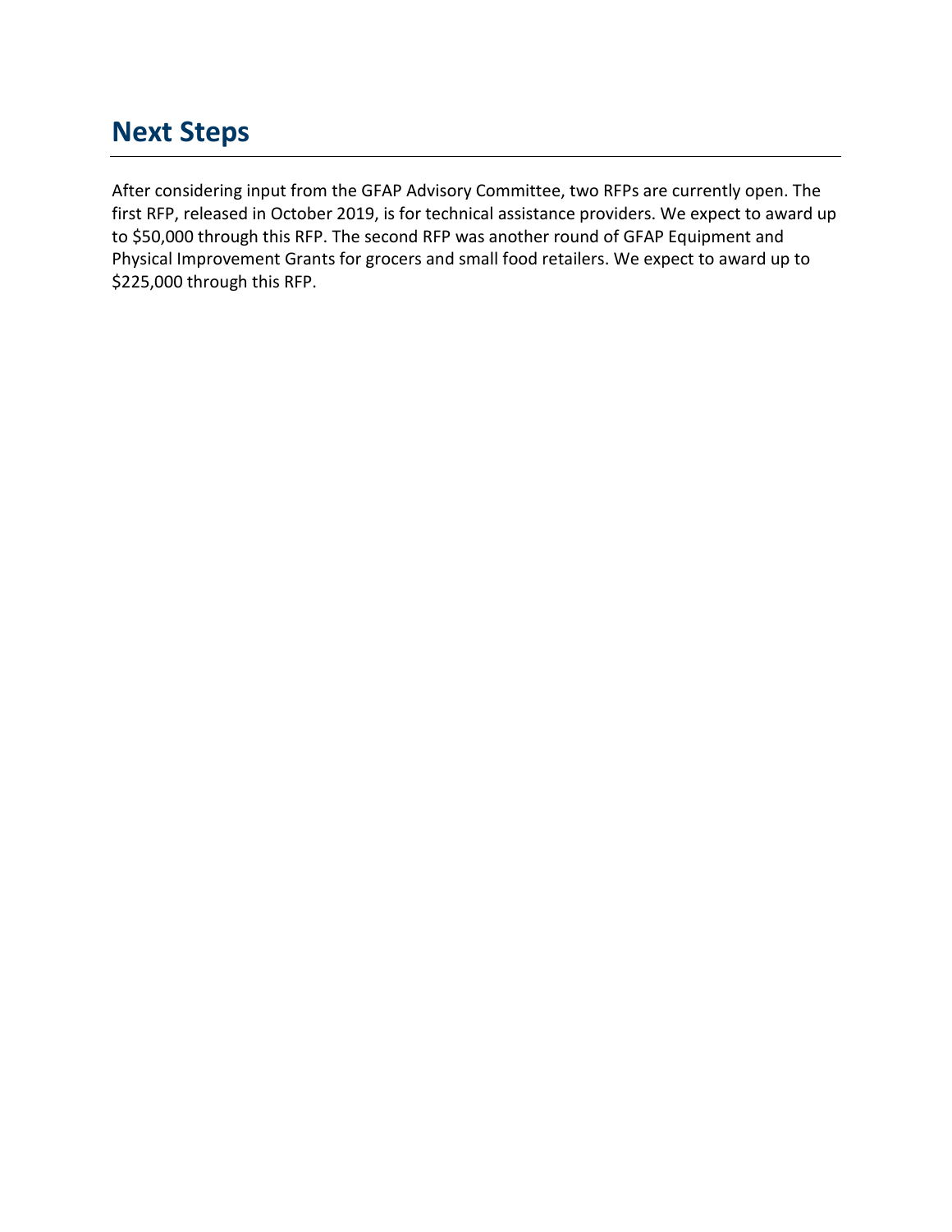## Next Steps

After considering input from the GFAP Advisory Committee, two RFPs are currently open. The first RFP, released in October 2019, is for technical assistance providers. We expect to award up to $50,000 through this RFP. The second RFP was another round of GFAP Equipment and Physical Improvement Grants for grocers and small food retailers. We expect to award up to $225,000 through this RFP.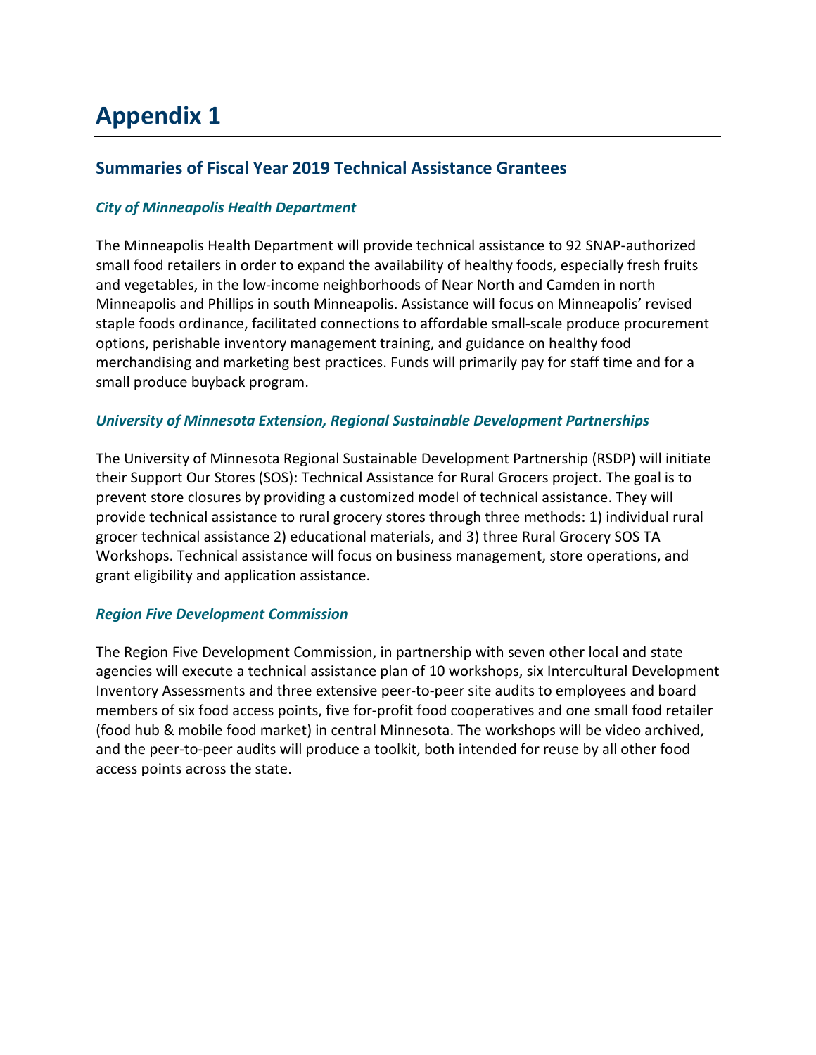# Appendix 1

## Summaries of Fiscal Year 2019 Technical Assistance Grantees

### *City of Minneapolis Health Department*

The Minneapolis Health Department will provide technical assistance to 92 SNAP-authorized small food retailers in order to expand the availability of healthy foods, especially fresh fruits and vegetables, in the low-income neighborhoods of Near North and Camden in north Minneapolis and Phillips in south Minneapolis. Assistance will focus on Minneapolis' revised staple foods ordinance, facilitated connections to affordable small-scale produce procurement options, perishable inventory management training, and guidance on healthy food merchandising and marketing best practices. Funds will primarily pay for staff time and for a small produce buyback program.

### *University of Minnesota Extension, Regional Sustainable Development Partnerships*

The University of Minnesota Regional Sustainable Development Partnership (RSDP) will initiate their Support Our Stores (SOS): Technical Assistance for Rural Grocers project. The goal is to prevent store closures by providing a customized model of technical assistance. They will provide technical assistance to rural grocery stores through three methods: 1) individual rural grocer technical assistance 2) educational materials, and 3) three Rural Grocery SOS TA Workshops. Technical assistance will focus on business management, store operations, and grant eligibility and application assistance.

### *Region Five Development Commission*

The Region Five Development Commission, in partnership with seven other local and state agencies will execute a technical assistance plan of 10 workshops, six Intercultural Development Inventory Assessments and three extensive peer-to-peer site audits to employees and board members of six food access points, five for-profit food cooperatives and one small food retailer (food hub & mobile food market) in central Minnesota. The workshops will be video archived, and the peer-to-peer audits will produce a toolkit, both intended for reuse by all other food access points across the state.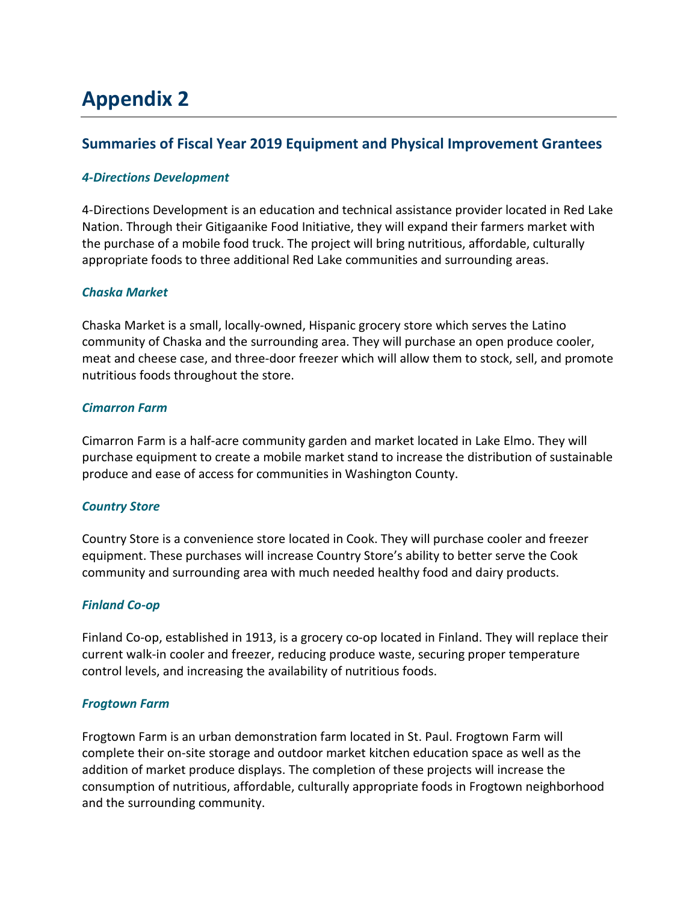# Appendix 2

## Summaries of Fiscal Year 2019 Equipment and Physical Improvement Grantees

### *4-Directions Development*

4-Directions Development is an education and technical assistance provider located in Red Lake Nation. Through their Gitigaanike Food Initiative, they will expand their farmers market with the purchase of a mobile food truck. The project will bring nutritious, affordable, culturally appropriate foods to three additional Red Lake communities and surrounding areas.

### *Chaska Market*

Chaska Market is a small, locally-owned, Hispanic grocery store which serves the Latino community of Chaska and the surrounding area. They will purchase an open produce cooler, meat and cheese case, and three-door freezer which will allow them to stock, sell, and promote nutritious foods throughout the store.

### *Cimarron Farm*

Cimarron Farm is a half-acre community garden and market located in Lake Elmo. They will purchase equipment to create a mobile market stand to increase the distribution of sustainable produce and ease of access for communities in Washington County.

### *Country Store*

Country Store is a convenience store located in Cook. They will purchase cooler and freezer equipment. These purchases will increase Country Store's ability to better serve the Cook community and surrounding area with much needed healthy food and dairy products.

### *Finland Co-op*

Finland Co-op, established in 1913, is a grocery co-op located in Finland. They will replace their current walk-in cooler and freezer, reducing produce waste, securing proper temperature control levels, and increasing the availability of nutritious foods.

### *Frogtown Farm*

Frogtown Farm is an urban demonstration farm located in St. Paul. Frogtown Farm will complete their on-site storage and outdoor market kitchen education space as well as the addition of market produce displays. The completion of these projects will increase the consumption of nutritious, affordable, culturally appropriate foods in Frogtown neighborhood and the surrounding community.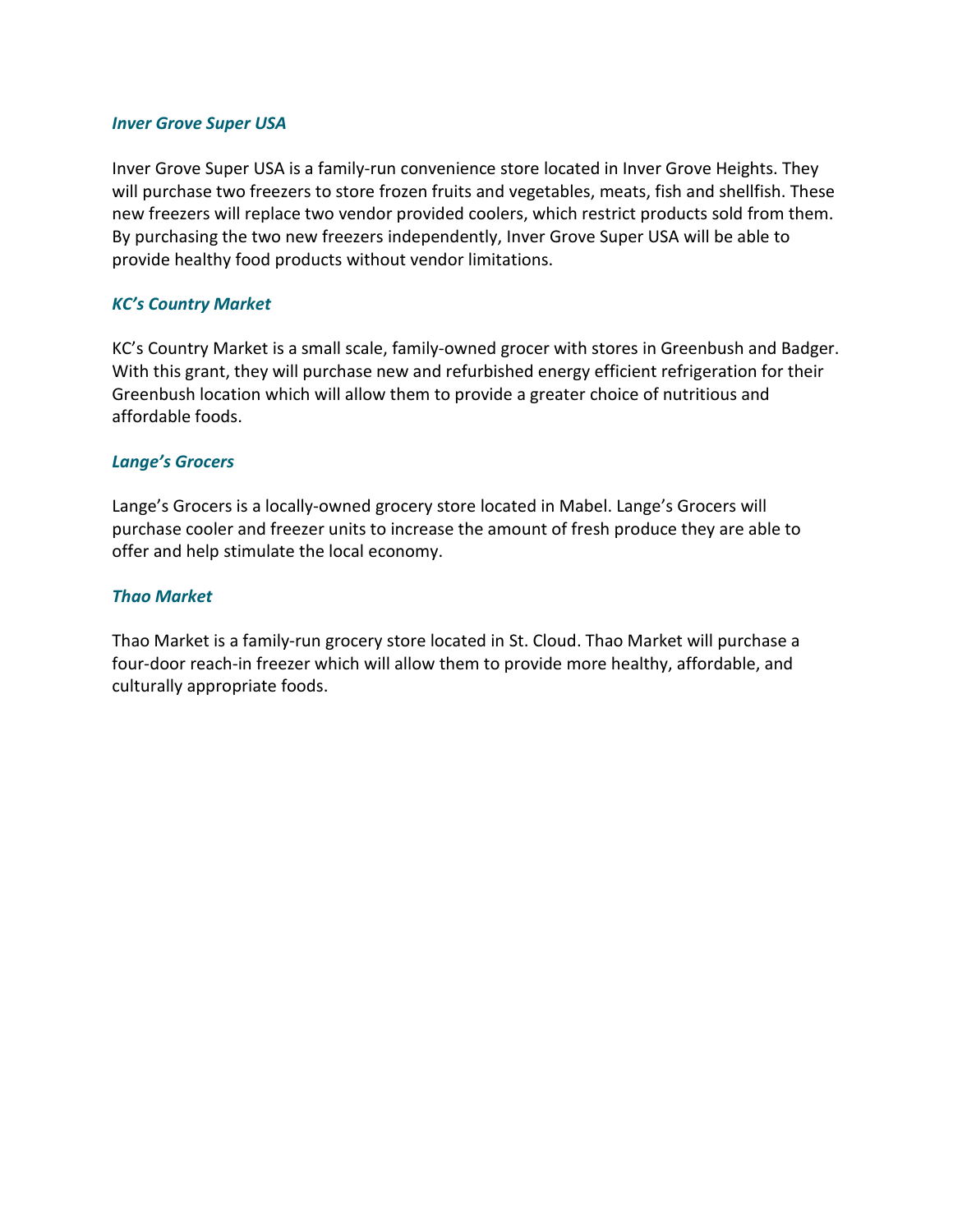### *Inver Grove Super USA*

Inver Grove Super USA is a family-run convenience store located in Inver Grove Heights. They will purchase two freezers to store frozen fruits and vegetables, meats, fish and shellfish. These new freezers will replace two vendor provided coolers, which restrict products sold from them. By purchasing the two new freezers independently, Inver Grove Super USA will be able to provide healthy food products without vendor limitations.

### *KC's Country Market*

KC's Country Market is a small scale, family-owned grocer with stores in Greenbush and Badger. With this grant, they will purchase new and refurbished energy efficient refrigeration for their Greenbush location which will allow them to provide a greater choice of nutritious and affordable foods.

### *Lange's Grocers*

Lange's Grocers is a locally-owned grocery store located in Mabel. Lange's Grocers will purchase cooler and freezer units to increase the amount of fresh produce they are able to offer and help stimulate the local economy.

### *Thao Market*

Thao Market is a family-run grocery store located in St. Cloud. Thao Market will purchase a four-door reach-in freezer which will allow them to provide more healthy, affordable, and culturally appropriate foods.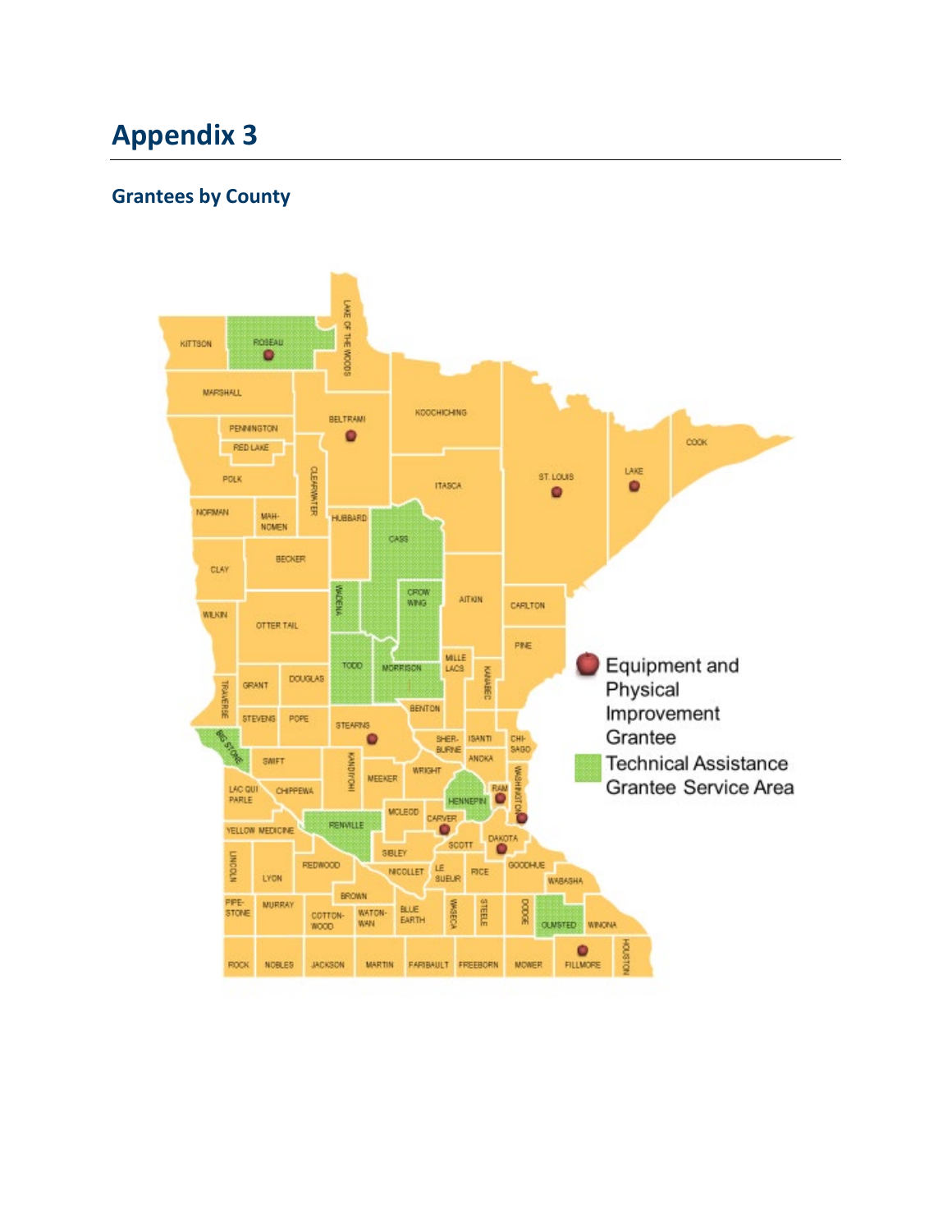# Appendix 3

## Grantees by County

KITTSON
ROSEAU
LAKE OF THE WOODS
MARSHALL
BELTRAMI
KOOCHICHING
PENNINGTON
RED LAKE
COOK
POLK
CLEARWATER
ITASCA
ST. LOUIS
LAKE
NORMAN
MAH-NOMEN
HUBBARD
CASS
CLAY
BECKER
WADENA
CROW WING
AITKIN
CARLTON
WILKIN
OTTER TAIL
PINE
TODD
MORRISON
MILLE LACS
KANABEC
GRANT
DOUGLAS
TRAVERSE
BENTON
STEVENS
POPE
STEARNS
SHER-BURNE
ISANTI
CHI-SAGO
BIG STONE
SWIFT
ANOKA
KANDIYOHI
MEEKER
WRIGHT
WASHINGTON
LAC QUI PARLE
CHIPPEWA
HENNEPIN
RAM
MCLEOD
CARVER
YELLOW MEDICINE
RENVILLE
SCOTT
DAKOTA
SIBLEY
LINCOLN
LYON
REDWOOD
NICOLLET
LE SUEUR
RICE
GOODHUE
WABASHA
BROWN
PIPE-STONE
MURRAY
COTTON-WOOD
WATON-WAN
BLUE EARTH
WASECA
STEELE
DODGE
OLMSTED
WINONA
ROCK
NOBLES
JACKSON
MARTIN
FARIBAULT
FREEBORN
MOWER
FILLMORE
HOUSTON

Equipment and Physical Improvement Grantee

Technical Assistance Grantee Service Area